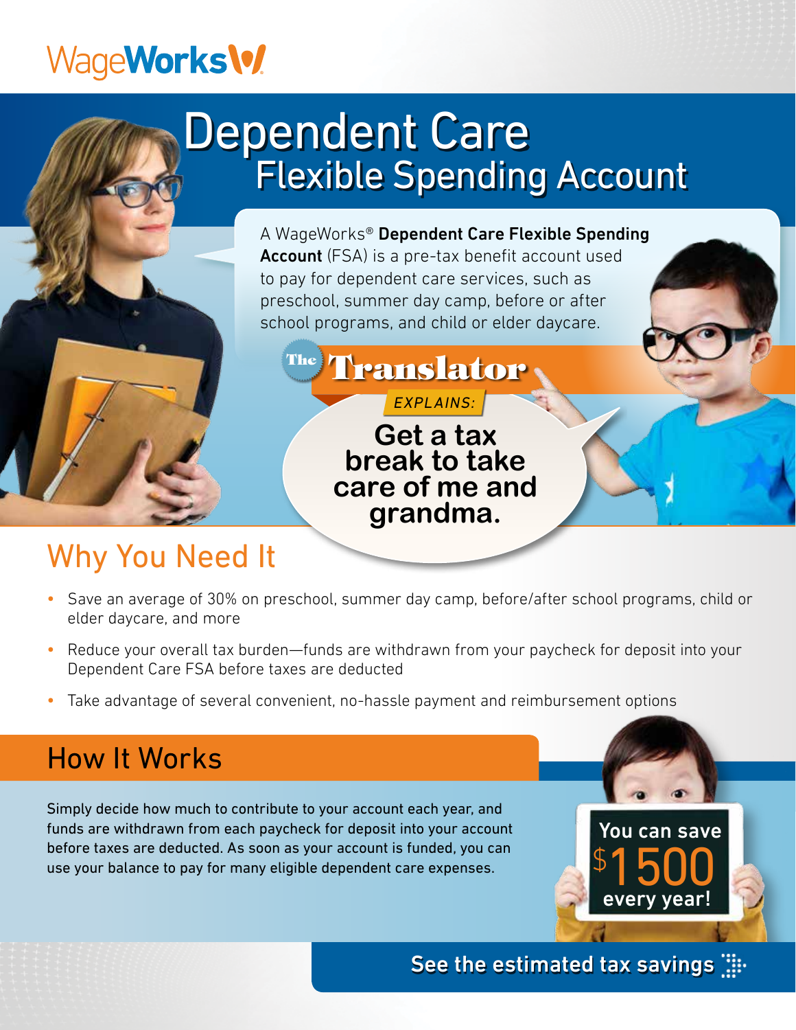WageWorks

# Dependent Care Flexible Spending Account

A WageWorks® **Dependent Care Flexible Spending Account** (FSA) is a pre-tax benefit account used to pay for dependent care services, such as preschool, summer day camp, before or after school programs, and child or elder daycare.

**The Translator**

*EXPLAINS:*

**Get a tax break to take care of me and grandma.**

## Why You Need It

- Save an average of 30% on preschool, summer day camp, before/after school programs, child or elder daycare, and more
- Reduce your overall tax burden—funds are withdrawn from your paycheck for deposit into your Dependent Care FSA before taxes are deducted
- Take advantage of several convenient, no-hassle payment and reimbursement options

## How It Works

Simply decide how much to contribute to your account each year, and funds are withdrawn from each paycheck for deposit into your account before taxes are deducted. As soon as your account is funded, you can use your balance to pay for many eligible dependent care expenses.

You can save $1500 every year!

**See the estimated tax savings**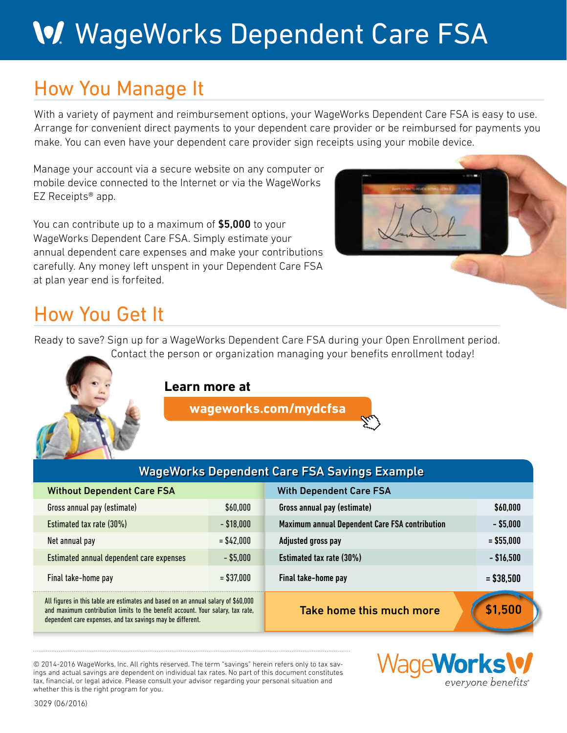// WageWorks Dependent Care FSA

## How You Manage It

With a variety of payment and reimbursement options, your WageWorks Dependent Care FSA is easy to use. Arrange for convenient direct payments to your dependent care provider or be reimbursed for payments you make. You can even have your dependent care provider sign receipts using your mobile device.

Manage your account via a secure website on any computer or mobile device connected to the Internet or via the WageWorks EZ Receipts® app.

You can contribute up to a maximum of **$5,000** to your WageWorks Dependent Care FSA. Simply estimate your annual dependent care expenses and make your contributions carefully. Any money left unspent in your Dependent Care FSA at plan year end is forfeited.

## How You Get It

Ready to save? Sign up for a WageWorks Dependent Care FSA during your Open Enrollment period. Contact the person or organization managing your benefits enrollment today!

**Learn more at**

**wageworks.com/mydcfsa**

### WageWorks Dependent Care FSA Savings Example

| Without Dependent Care FSA | | With Dependent Care FSA | |
|---|---|---|---|
| Gross annual pay (estimate) | $60,000 | Gross annual pay (estimate) | $60,000 |
| Estimated tax rate (30%) | - $18,000 | Maximum annual Dependent Care FSA contribution | - $5,000 |
| Net annual pay | = $42,000 | Adjusted gross pay | = $55,000 |
| Estimated annual dependent care expenses | - $5,000 | Estimated tax rate (30%) | - $16,500 |
| Final take-home pay | = $37,000 | Final take-home pay | = $38,500 |
| All figures in this table are estimates and based on an annual salary of $60,000 and maximum contribution limits to the benefit account. Your salary, tax rate, dependent care expenses, and tax savings may be different. | | Take home this much more | $1,500 |

© 2014-2016 WageWorks, Inc. All rights reserved. The term "savings" herein refers only to tax savings and actual savings are dependent on individual tax rates. No part of this document constitutes tax, financial, or legal advice. Please consult your advisor regarding your personal situation and whether this is the right program for you.

WageWorks everyone benefits®

3029 (06/2016)